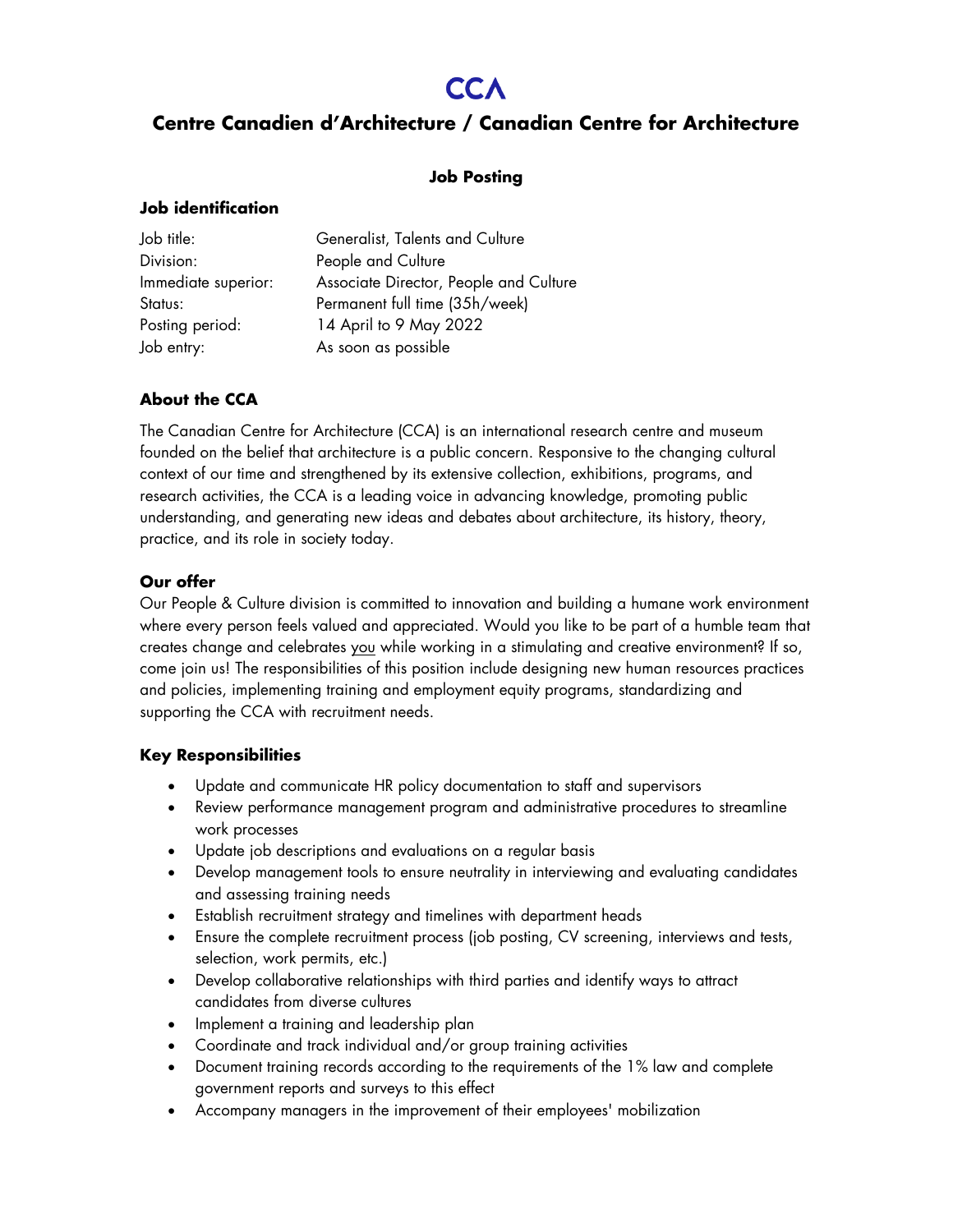# CCA

## Centre Canadien d'Architecture / Canadian Centre for Architecture

**Job Posting**

### Job identification

| | |
|---|---|
| Job title: | Generalist, Talents and Culture |
| Division: | People and Culture |
| Immediate superior: | Associate Director, People and Culture |
| Status: | Permanent full time (35h/week) |
| Posting period: | 14 April to 9 May 2022 |
| Job entry: | As soon as possible |

### About the CCA

The Canadian Centre for Architecture (CCA) is an international research centre and museum founded on the belief that architecture is a public concern. Responsive to the changing cultural context of our time and strengthened by its extensive collection, exhibitions, programs, and research activities, the CCA is a leading voice in advancing knowledge, promoting public understanding, and generating new ideas and debates about architecture, its history, theory, practice, and its role in society today.

### Our offer

Our People & Culture division is committed to innovation and building a humane work environment where every person feels valued and appreciated. Would you like to be part of a humble team that creates change and celebrates <u>you</u> while working in a stimulating and creative environment? If so, come join us! The responsibilities of this position include designing new human resources practices and policies, implementing training and employment equity programs, standardizing and supporting the CCA with recruitment needs.

### Key Responsibilities

- Update and communicate HR policy documentation to staff and supervisors
- Review performance management program and administrative procedures to streamline work processes
- Update job descriptions and evaluations on a regular basis
- Develop management tools to ensure neutrality in interviewing and evaluating candidates and assessing training needs
- Establish recruitment strategy and timelines with department heads
- Ensure the complete recruitment process (job posting, CV screening, interviews and tests, selection, work permits, etc.)
- Develop collaborative relationships with third parties and identify ways to attract candidates from diverse cultures
- Implement a training and leadership plan
- Coordinate and track individual and/or group training activities
- Document training records according to the requirements of the 1% law and complete government reports and surveys to this effect
- Accompany managers in the improvement of their employees' mobilization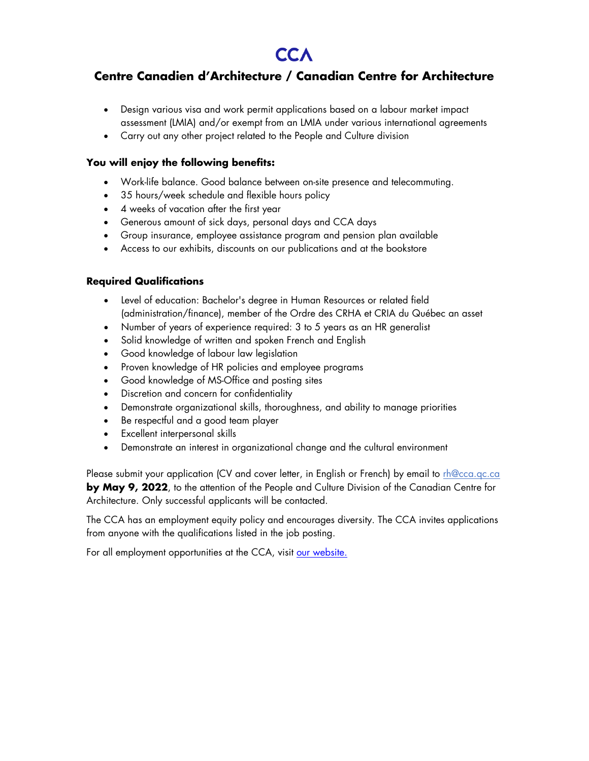# CCA

## Centre Canadien d'Architecture / Canadian Centre for Architecture

- Design various visa and work permit applications based on a labour market impact assessment (LMIA) and/or exempt from an LMIA under various international agreements
- Carry out any other project related to the People and Culture division

**You will enjoy the following benefits:**

- Work-life balance. Good balance between on-site presence and telecommuting.
- 35 hours/week schedule and flexible hours policy
- 4 weeks of vacation after the first year
- Generous amount of sick days, personal days and CCA days
- Group insurance, employee assistance program and pension plan available
- Access to our exhibits, discounts on our publications and at the bookstore

**Required Qualifications**

- Level of education: Bachelor's degree in Human Resources or related field (administration/finance), member of the Ordre des CRHA et CRIA du Québec an asset
- Number of years of experience required: 3 to 5 years as an HR generalist
- Solid knowledge of written and spoken French and English
- Good knowledge of labour law legislation
- Proven knowledge of HR policies and employee programs
- Good knowledge of MS-Office and posting sites
- Discretion and concern for confidentiality
- Demonstrate organizational skills, thoroughness, and ability to manage priorities
- Be respectful and a good team player
- Excellent interpersonal skills
- Demonstrate an interest in organizational change and the cultural environment

Please submit your application (CV and cover letter, in English or French) by email to rh@cca.qc.ca **by May 9, 2022**, to the attention of the People and Culture Division of the Canadian Centre for Architecture. Only successful applicants will be contacted.

The CCA has an employment equity policy and encourages diversity. The CCA invites applications from anyone with the qualifications listed in the job posting.

For all employment opportunities at the CCA, visit our website.